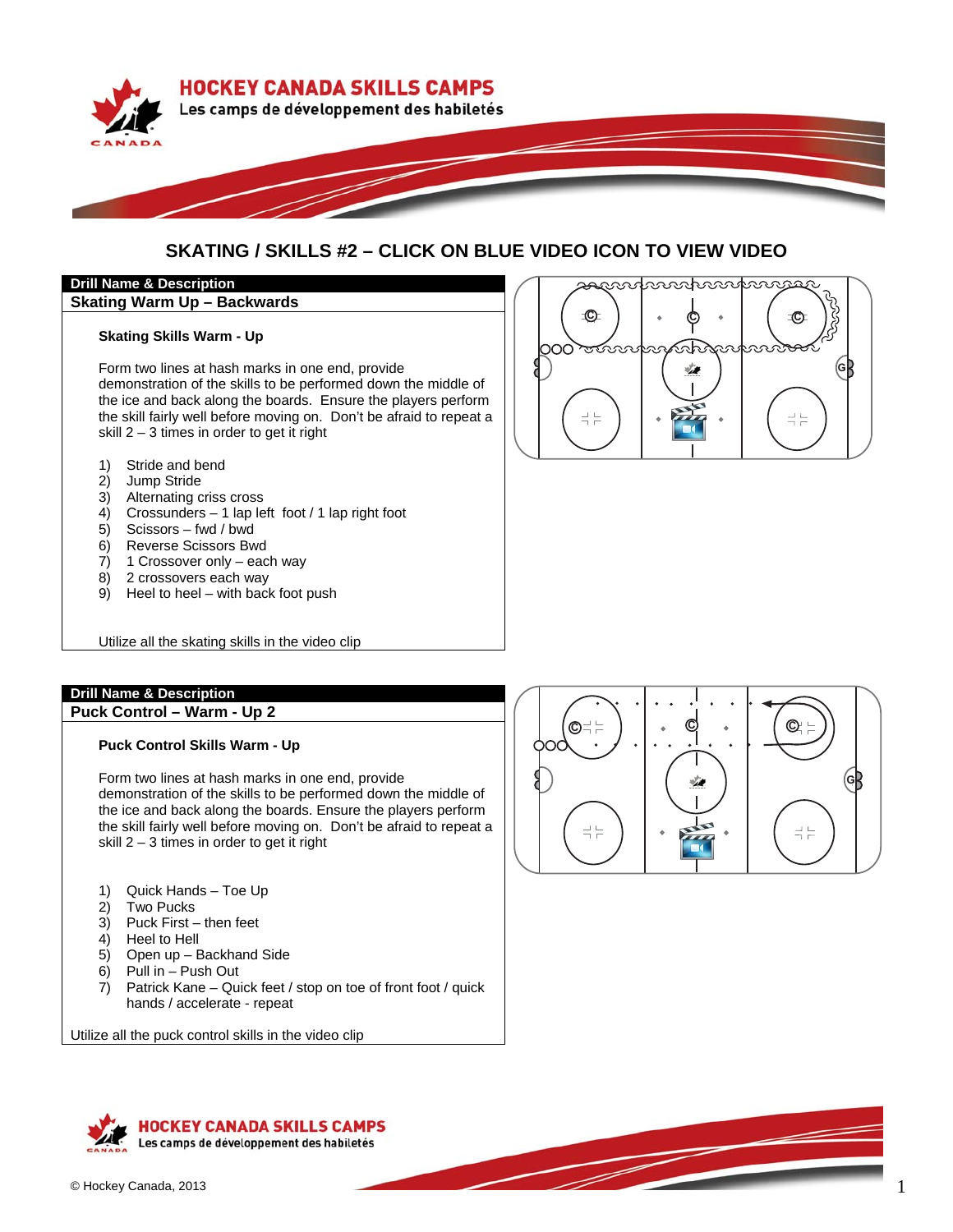# SKATING / SKILLS #2 – CLICK ON BLUE VIDEO ICON TO VIEW VIDEO

**Drill Name & Description**

## Skating Warm Up – Backwards

### Skating Skills Warm - Up

Form two lines at hash marks in one end, provide demonstration of the skills to be performed down the middle of the ice and back along the boards. Ensure the players perform the skill fairly well before moving on. Don't be afraid to repeat a skill 2 – 3 times in order to get it right

1) Stride and bend
2) Jump Stride
3) Alternating criss cross
4) Crossunders – 1 lap left foot / 1 lap right foot
5) Scissors – fwd / bwd
6) Reverse Scissors Bwd
7) 1 Crossover only – each way
8) 2 crossovers each way
9) Heel to heel – with back foot push

Utilize all the skating skills in the video clip

**Drill Name & Description**

## Puck Control – Warm - Up 2

### Puck Control Skills Warm - Up

Form two lines at hash marks in one end, provide demonstration of the skills to be performed down the middle of the ice and back along the boards. Ensure the players perform the skill fairly well before moving on. Don't be afraid to repeat a skill 2 – 3 times in order to get it right

1) Quick Hands – Toe Up
2) Two Pucks
3) Puck First – then feet
4) Heel to Hell
5) Open up – Backhand Side
6) Pull in – Push Out
7) Patrick Kane – Quick feet / stop on toe of front foot / quick hands / accelerate - repeat

Utilize all the puck control skills in the video clip

© Hockey Canada, 2013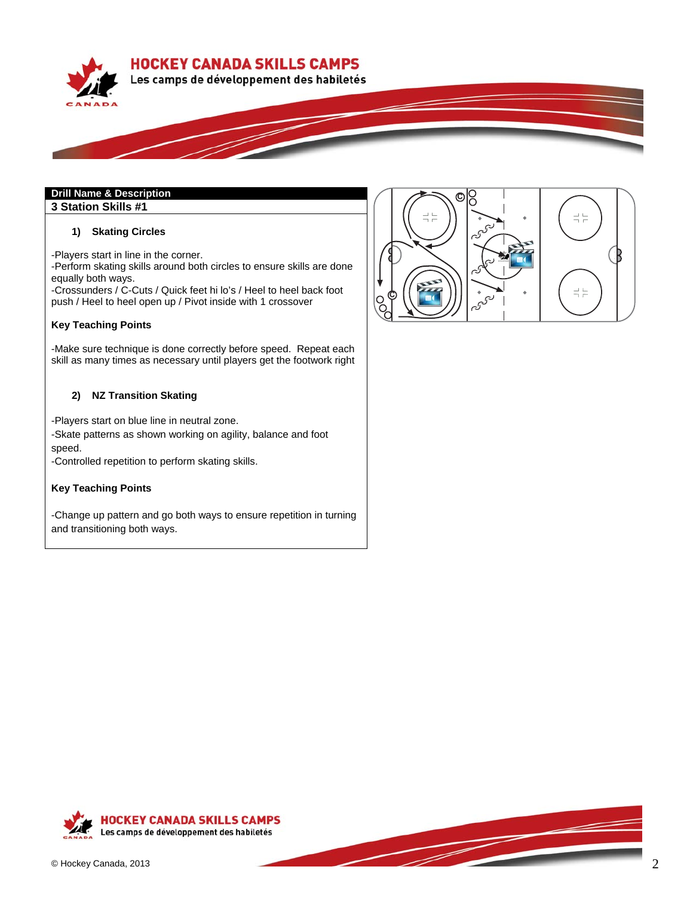**Drill Name & Description**

## 3 Station Skills #1

### 1) Skating Circles

-Players start in line in the corner.
-Perform skating skills around both circles to ensure skills are done equally both ways.
-Crossunders / C-Cuts / Quick feet hi lo's / Heel to heel back foot push / Heel to heel open up / Pivot inside with 1 crossover

**Key Teaching Points**

-Make sure technique is done correctly before speed. Repeat each skill as many times as necessary until players get the footwork right

### 2) NZ Transition Skating

-Players start on blue line in neutral zone.
-Skate patterns as shown working on agility, balance and foot speed.
-Controlled repetition to perform skating skills.

**Key Teaching Points**

-Change up pattern and go both ways to ensure repetition in turning and transitioning both ways.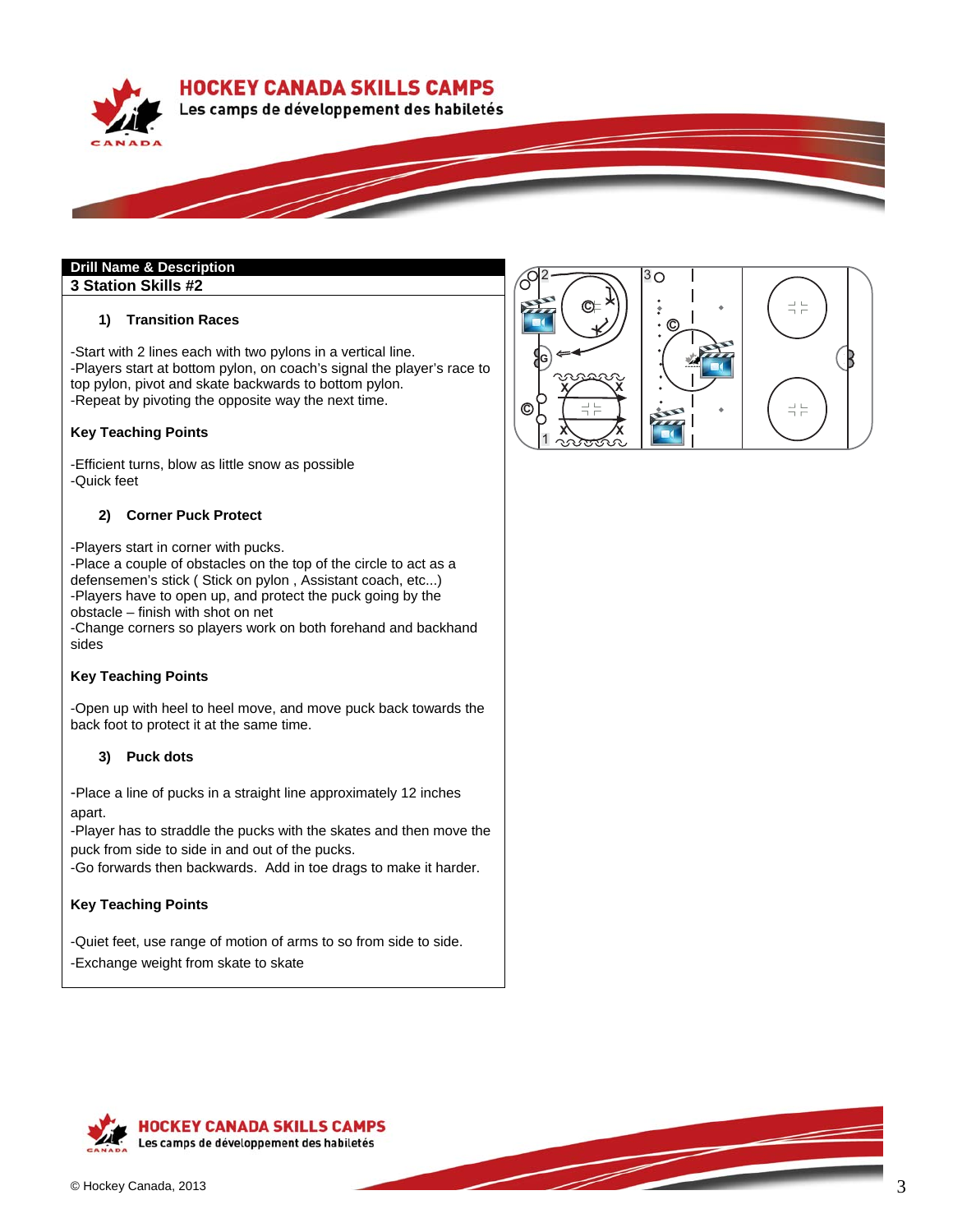**Drill Name & Description**

## 3 Station Skills #2

### 1) Transition Races

-Start with 2 lines each with two pylons in a vertical line.
-Players start at bottom pylon, on coach's signal the player's race to top pylon, pivot and skate backwards to bottom pylon.
-Repeat by pivoting the opposite way the next time.

**Key Teaching Points**

-Efficient turns, blow as little snow as possible
-Quick feet

### 2) Corner Puck Protect

-Players start in corner with pucks.
-Place a couple of obstacles on the top of the circle to act as a defensemen's stick ( Stick on pylon , Assistant coach, etc...)
-Players have to open up, and protect the puck going by the obstacle – finish with shot on net
-Change corners so players work on both forehand and backhand sides

**Key Teaching Points**

-Open up with heel to heel move, and move puck back towards the back foot to protect it at the same time.

### 3) Puck dots

-Place a line of pucks in a straight line approximately 12 inches apart.
-Player has to straddle the pucks with the skates and then move the puck from side to side in and out of the pucks.
-Go forwards then backwards. Add in toe drags to make it harder.

**Key Teaching Points**

-Quiet feet, use range of motion of arms to so from side to side.
-Exchange weight from skate to skate

© Hockey Canada, 2013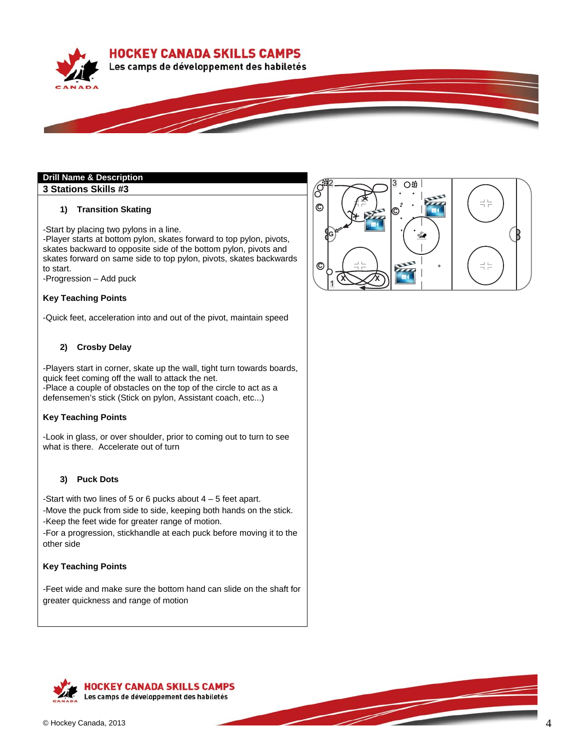## Drill Name & Description

### 3 Stations Skills #3

#### 1) Transition Skating

-Start by placing two pylons in a line.
-Player starts at bottom pylon, skates forward to top pylon, pivots, skates backward to opposite side of the bottom pylon, pivots and skates forward on same side to top pylon, pivots, skates backwards to start.
-Progression – Add puck

**Key Teaching Points**

-Quick feet, acceleration into and out of the pivot, maintain speed

#### 2) Crosby Delay

-Players start in corner, skate up the wall, tight turn towards boards, quick feet coming off the wall to attack the net.
-Place a couple of obstacles on the top of the circle to act as a defensemen's stick (Stick on pylon, Assistant coach, etc...)

**Key Teaching Points**

-Look in glass, or over shoulder, prior to coming out to turn to see what is there. Accelerate out of turn

#### 3) Puck Dots

-Start with two lines of 5 or 6 pucks about 4 – 5 feet apart.
-Move the puck from side to side, keeping both hands on the stick.
-Keep the feet wide for greater range of motion.
-For a progression, stickhandle at each puck before moving it to the other side

**Key Teaching Points**

-Feet wide and make sure the bottom hand can slide on the shaft for greater quickness and range of motion